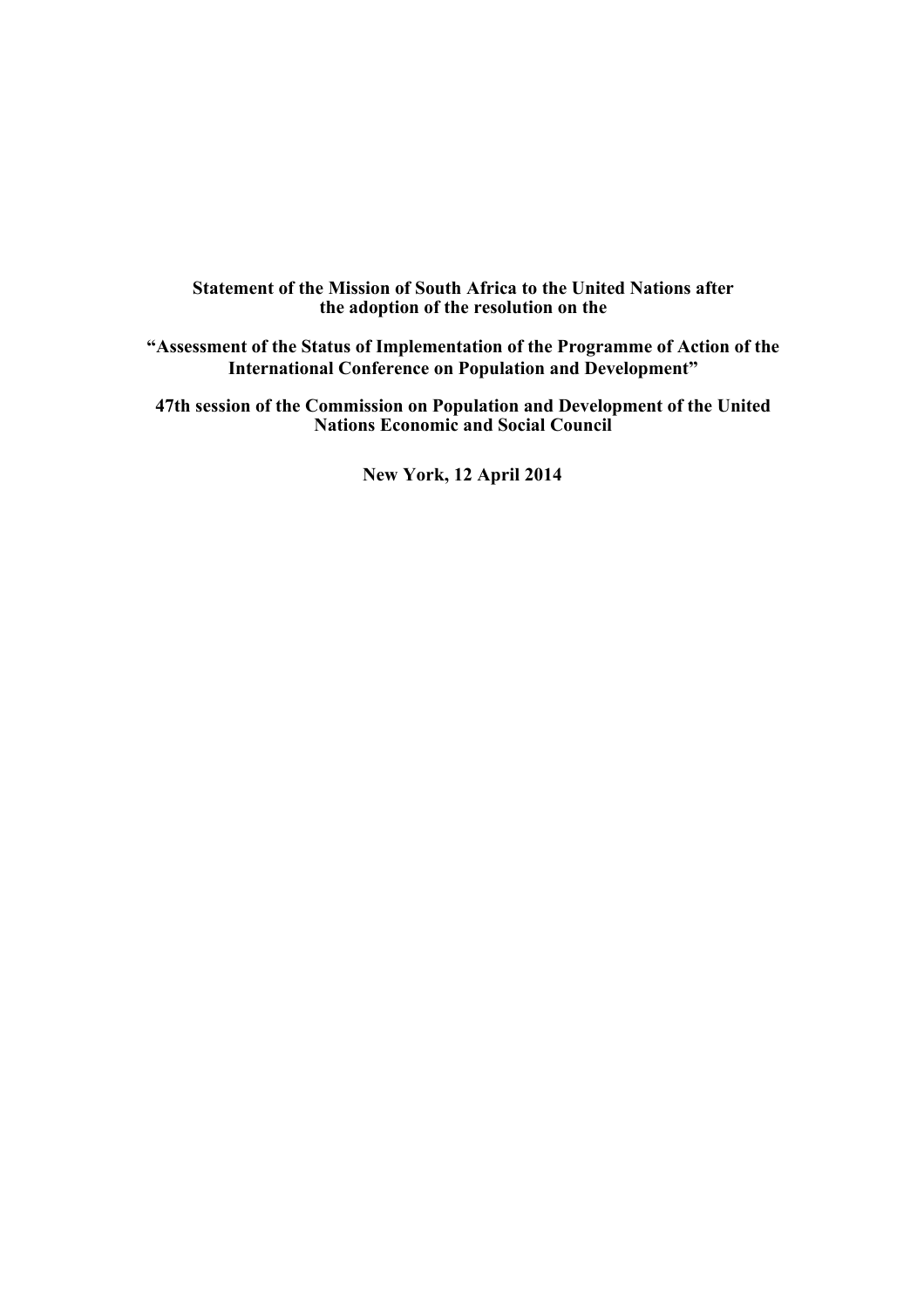**Statement of the Mission of South Africa to the United Nations after the adoption of the resolution on the**

**"Assessment of the Status of Implementation of the Programme of Action of the International Conference on Population and Development"**

**47th session of the Commission on Population and Development of the United Nations Economic and Social Council**

**New York, 12 April 2014**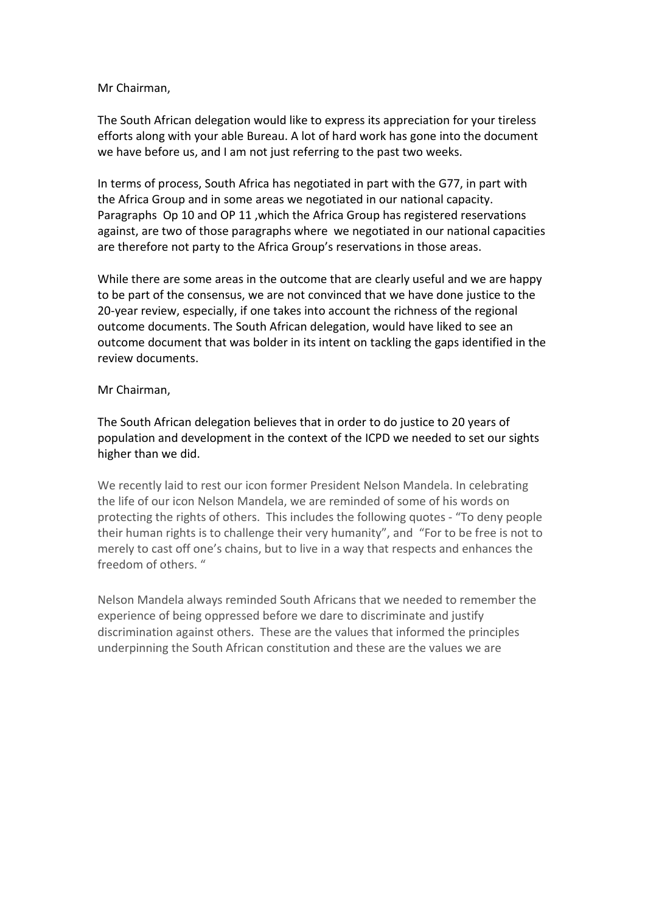Mr Chairman,

The South African delegation would like to express its appreciation for your tireless efforts along with your able Bureau. A lot of hard work has gone into the document we have before us, and I am not just referring to the past two weeks.

In terms of process, South Africa has negotiated in part with the G77, in part with the Africa Group and in some areas we negotiated in our national capacity. Paragraphs Op 10 and OP 11 ,which the Africa Group has registered reservations against, are two of those paragraphs where we negotiated in our national capacities are therefore not party to the Africa Group's reservations in those areas.

While there are some areas in the outcome that are clearly useful and we are happy to be part of the consensus, we are not convinced that we have done justice to the 20-year review, especially, if one takes into account the richness of the regional outcome documents. The South African delegation, would have liked to see an outcome document that was bolder in its intent on tackling the gaps identified in the review documents.

Mr Chairman,

The South African delegation believes that in order to do justice to 20 years of population and development in the context of the ICPD we needed to set our sights higher than we did.

We recently laid to rest our icon former President Nelson Mandela. In celebrating the life of our icon Nelson Mandela, we are reminded of some of his words on protecting the rights of others. This includes the following quotes - "To deny people their human rights is to challenge their very humanity", and "For to be free is not to merely to cast off one's chains, but to live in a way that respects and enhances the freedom of others. "

Nelson Mandela always reminded South Africans that we needed to remember the experience of being oppressed before we dare to discriminate and justify discrimination against others. These are the values that informed the principles underpinning the South African constitution and these are the values we are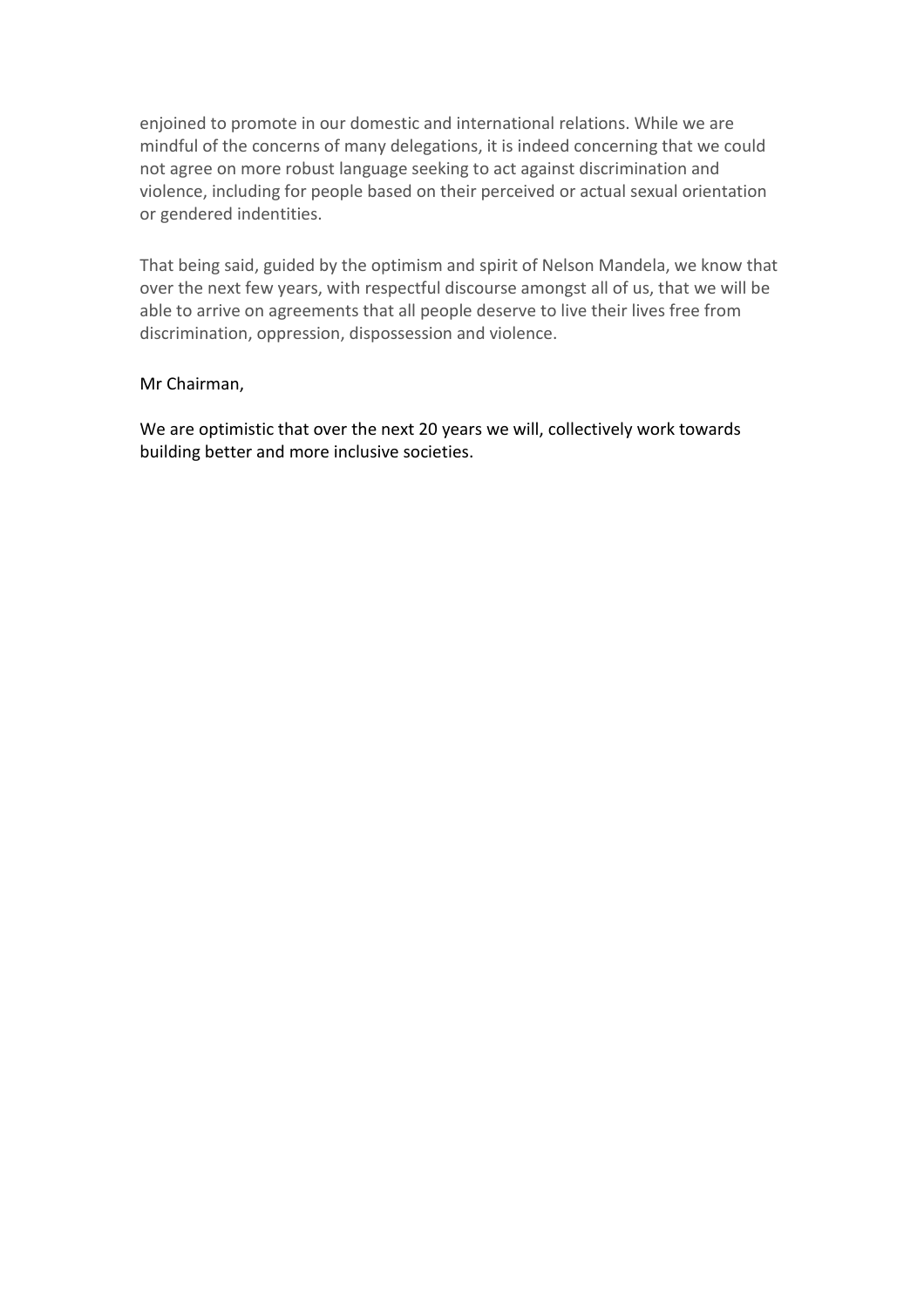enjoined to promote in our domestic and international relations. While we are mindful of the concerns of many delegations, it is indeed concerning that we could not agree on more robust language seeking to act against discrimination and violence, including for people based on their perceived or actual sexual orientation or gendered indentities.

That being said, guided by the optimism and spirit of Nelson Mandela, we know that over the next few years, with respectful discourse amongst all of us, that we will be able to arrive on agreements that all people deserve to live their lives free from discrimination, oppression, dispossession and violence.

Mr Chairman,

We are optimistic that over the next 20 years we will, collectively work towards building better and more inclusive societies.